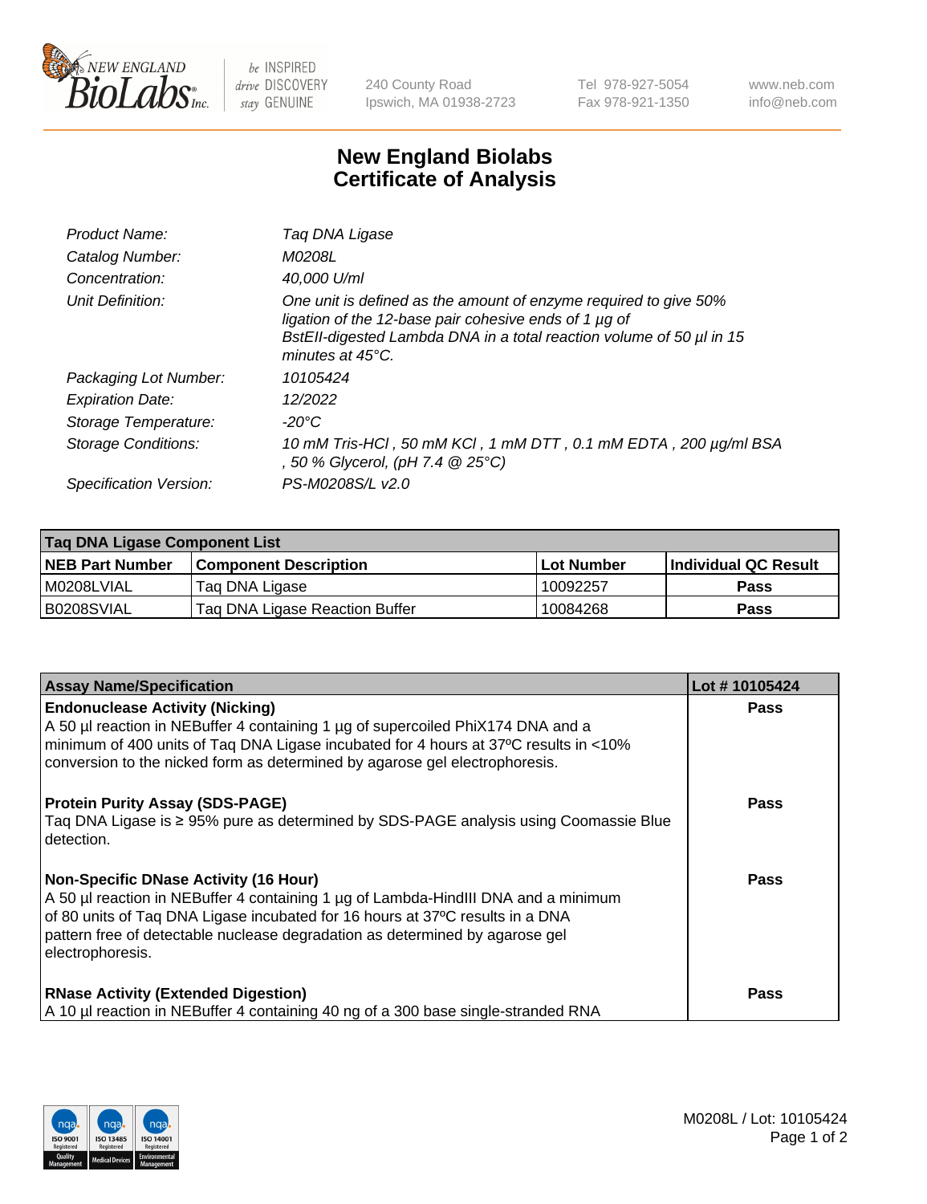# New England Biolabs Certificate of Analysis

| | |
|---|---|
| *Product Name:* | *Taq DNA Ligase* |
| *Catalog Number:* | *M0208L* |
| *Concentration:* | *40,000 U/ml* |
| *Unit Definition:* | *One unit is defined as the amount of enzyme required to give 50% ligation of the 12-base pair cohesive ends of 1 µg of BstEII-digested Lambda DNA in a total reaction volume of 50 µl in 15 minutes at 45°C.* |
| *Packaging Lot Number:* | *10105424* |
| *Expiration Date:* | *12/2022* |
| *Storage Temperature:* | *-20°C* |
| *Storage Conditions:* | *10 mM Tris-HCl , 50 mM KCl , 1 mM DTT , 0.1 mM EDTA , 200 µg/ml BSA , 50 % Glycerol, (pH 7.4 @ 25°C)* |
| *Specification Version:* | *PS-M0208S/L v2.0* |

**Taq DNA Ligase Component List**

| NEB Part Number | Component Description | Lot Number | Individual QC Result |
|---|---|---|---|
| M0208LVIAL | Taq DNA Ligase | 10092257 | **Pass** |
| B0208SVIAL | Taq DNA Ligase Reaction Buffer | 10084268 | **Pass** |

| Assay Name/Specification | Lot # 10105424 |
|---|---|
| **Endonuclease Activity (Nicking)**<br>A 50 µl reaction in NEBuffer 4 containing 1 µg of supercoiled PhiX174 DNA and a minimum of 400 units of Taq DNA Ligase incubated for 4 hours at 37ºC results in <10% conversion to the nicked form as determined by agarose gel electrophoresis. | **Pass** |
| **Protein Purity Assay (SDS-PAGE)**<br>Taq DNA Ligase is ≥ 95% pure as determined by SDS-PAGE analysis using Coomassie Blue detection. | **Pass** |
| **Non-Specific DNase Activity (16 Hour)**<br>A 50 µl reaction in NEBuffer 4 containing 1 µg of Lambda-HindIII DNA and a minimum of 80 units of Taq DNA Ligase incubated for 16 hours at 37ºC results in a DNA pattern free of detectable nuclease degradation as determined by agarose gel electrophoresis. | **Pass** |
| **RNase Activity (Extended Digestion)**<br>A 10 µl reaction in NEBuffer 4 containing 40 ng of a 300 base single-stranded RNA | **Pass** |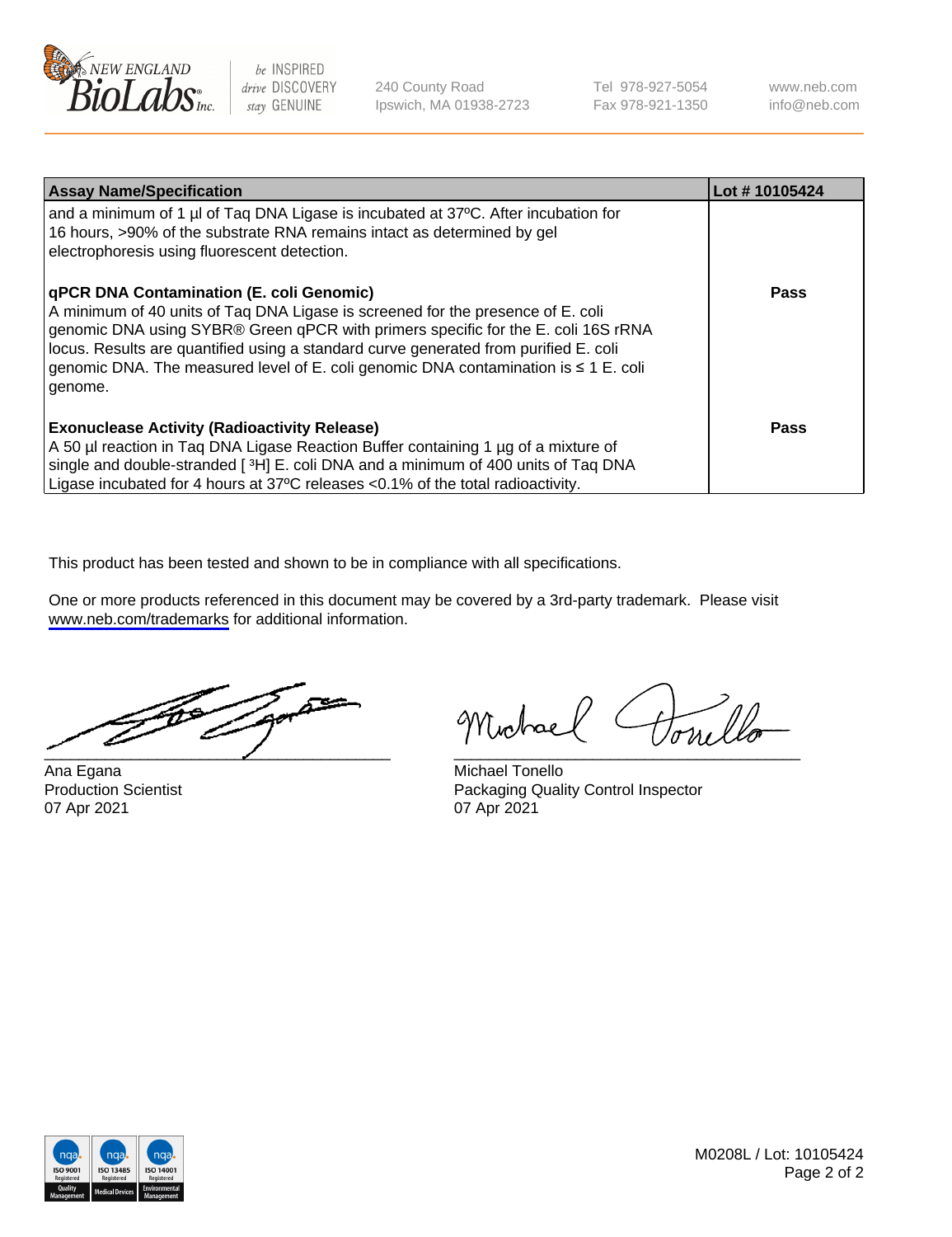| Assay Name/Specification | Lot # 10105424 |
|---|---|
| and a minimum of 1 µl of Taq DNA Ligase is incubated at 37ºC. After incubation for 16 hours, >90% of the substrate RNA remains intact as determined by gel electrophoresis using fluorescent detection. | |
| **qPCR DNA Contamination (E. coli Genomic)**<br>A minimum of 40 units of Taq DNA Ligase is screened for the presence of E. coli genomic DNA using SYBR® Green qPCR with primers specific for the E. coli 16S rRNA locus. Results are quantified using a standard curve generated from purified E. coli genomic DNA. The measured level of E. coli genomic DNA contamination is ≤ 1 E. coli genome. | **Pass** |
| **Exonuclease Activity (Radioactivity Release)**<br>A 50 µl reaction in Taq DNA Ligase Reaction Buffer containing 1 µg of a mixture of single and double-stranded [ $^{3}H$] E. coli DNA and a minimum of 400 units of Taq DNA Ligase incubated for 4 hours at 37ºC releases <0.1% of the total radioactivity. | **Pass** |

This product has been tested and shown to be in compliance with all specifications.

One or more products referenced in this document may be covered by a 3rd-party trademark. Please visit www.neb.com/trademarks for additional information.

Ana Egana
Production Scientist
07 Apr 2021

Michael Tonello
Packaging Quality Control Inspector
07 Apr 2021

M0208L / Lot: 10105424